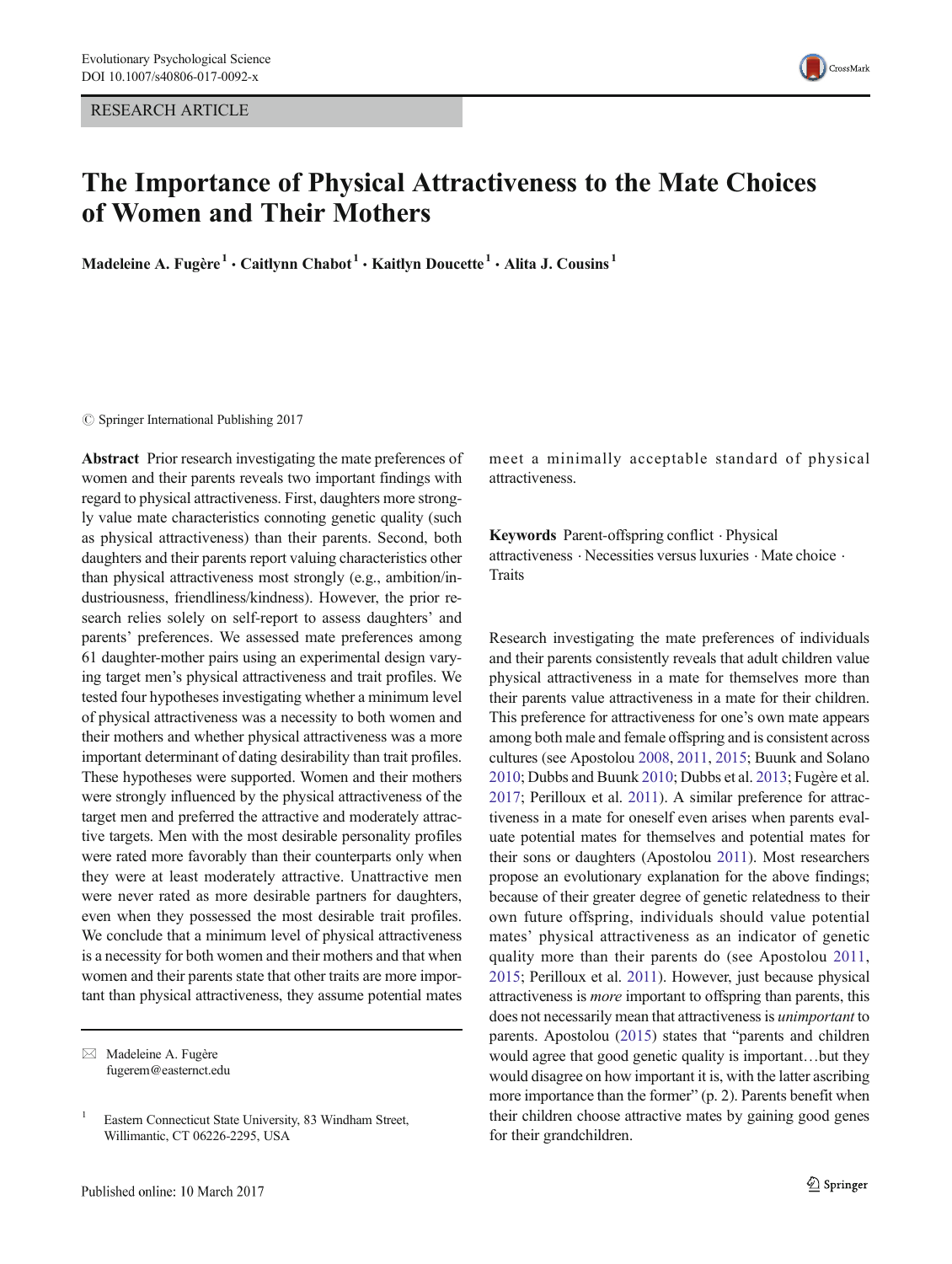RESEARCH ARTICLE

# The Importance of Physical Attractiveness to the Mate Choices of Women and Their Mothers

**Madeleine A. Fugère[1] · Caitlynn Chabot[1] · Kaitlyn Doucette[1] · Alita J. Cousins[1]**

© Springer International Publishing 2017

**Abstract** Prior research investigating the mate preferences of women and their parents reveals two important findings with regard to physical attractiveness. First, daughters more strongly value mate characteristics connoting genetic quality (such as physical attractiveness) than their parents. Second, both daughters and their parents report valuing characteristics other than physical attractiveness most strongly (e.g., ambition/industriousness, friendliness/kindness). However, the prior research relies solely on self-report to assess daughters' and parents' preferences. We assessed mate preferences among 61 daughter-mother pairs using an experimental design varying target men's physical attractiveness and trait profiles. We tested four hypotheses investigating whether a minimum level of physical attractiveness was a necessity to both women and their mothers and whether physical attractiveness was a more important determinant of dating desirability than trait profiles. These hypotheses were supported. Women and their mothers were strongly influenced by the physical attractiveness of the target men and preferred the attractive and moderately attractive targets. Men with the most desirable personality profiles were rated more favorably than their counterparts only when they were at least moderately attractive. Unattractive men were never rated as more desirable partners for daughters, even when they possessed the most desirable trait profiles. We conclude that a minimum level of physical attractiveness is a necessity for both women and their mothers and that when women and their parents state that other traits are more important than physical attractiveness, they assume potential mates meet a minimally acceptable standard of physical attractiveness.

**Keywords** Parent-offspring conflict · Physical attractiveness · Necessities versus luxuries · Mate choice · Traits

Research investigating the mate preferences of individuals and their parents consistently reveals that adult children value physical attractiveness in a mate for themselves more than their parents value attractiveness in a mate for their children. This preference for attractiveness for one's own mate appears among both male and female offspring and is consistent across cultures (see Apostolou 2008, 2011, 2015; Buunk and Solano 2010; Dubbs and Buunk 2010; Dubbs et al. 2013; Fugère et al. 2017; Perilloux et al. 2011). A similar preference for attractiveness in a mate for oneself even arises when parents evaluate potential mates for themselves and potential mates for their sons or daughters (Apostolou 2011). Most researchers propose an evolutionary explanation for the above findings; because of their greater degree of genetic relatedness to their own future offspring, individuals should value potential mates' physical attractiveness as an indicator of genetic quality more than their parents do (see Apostolou 2011, 2015; Perilloux et al. 2011). However, just because physical attractiveness is *more* important to offspring than parents, this does not necessarily mean that attractiveness is *unimportant* to parents. Apostolou (2015) states that "parents and children would agree that good genetic quality is important…but they would disagree on how important it is, with the latter ascribing more importance than the former" (p. 2). Parents benefit when their children choose attractive mates by gaining good genes for their grandchildren.

---

✉ Madeleine A. Fugère
fugerem@easternct.edu

[1] Eastern Connecticut State University, 83 Windham Street, Willimantic, CT 06226-2295, USA

Published online: 10 March 2017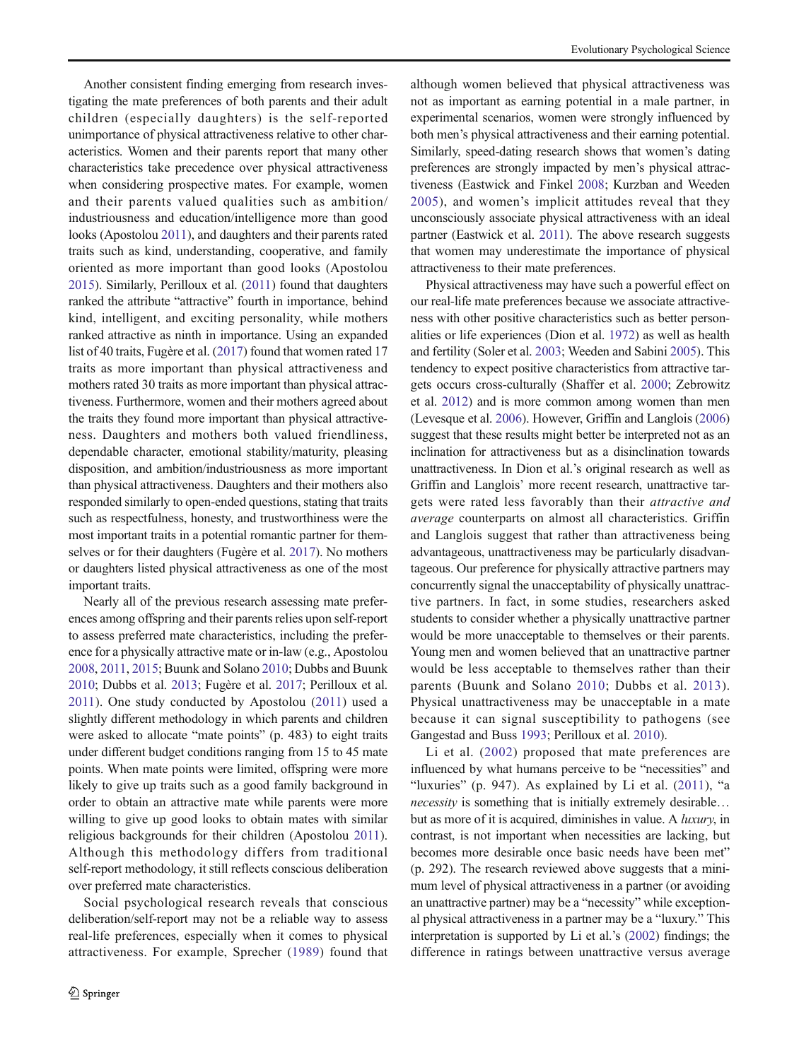Another consistent finding emerging from research investigating the mate preferences of both parents and their adult children (especially daughters) is the self-reported unimportance of physical attractiveness relative to other characteristics. Women and their parents report that many other characteristics take precedence over physical attractiveness when considering prospective mates. For example, women and their parents valued qualities such as ambition/industriousness and education/intelligence more than good looks (Apostolou 2011), and daughters and their parents rated traits such as kind, understanding, cooperative, and family oriented as more important than good looks (Apostolou 2015). Similarly, Perilloux et al. (2011) found that daughters ranked the attribute "attractive" fourth in importance, behind kind, intelligent, and exciting personality, while mothers ranked attractive as ninth in importance. Using an expanded list of 40 traits, Fugère et al. (2017) found that women rated 17 traits as more important than physical attractiveness and mothers rated 30 traits as more important than physical attractiveness. Furthermore, women and their mothers agreed about the traits they found more important than physical attractiveness. Daughters and mothers both valued friendliness, dependable character, emotional stability/maturity, pleasing disposition, and ambition/industriousness as more important than physical attractiveness. Daughters and their mothers also responded similarly to open-ended questions, stating that traits such as respectfulness, honesty, and trustworthiness were the most important traits in a potential romantic partner for themselves or for their daughters (Fugère et al. 2017). No mothers or daughters listed physical attractiveness as one of the most important traits.

Nearly all of the previous research assessing mate preferences among offspring and their parents relies upon self-report to assess preferred mate characteristics, including the preference for a physically attractive mate or in-law (e.g., Apostolou 2008, 2011, 2015; Buunk and Solano 2010; Dubbs and Buunk 2010; Dubbs et al. 2013; Fugère et al. 2017; Perilloux et al. 2011). One study conducted by Apostolou (2011) used a slightly different methodology in which parents and children were asked to allocate "mate points" (p. 483) to eight traits under different budget conditions ranging from 15 to 45 mate points. When mate points were limited, offspring were more likely to give up traits such as a good family background in order to obtain an attractive mate while parents were more willing to give up good looks to obtain mates with similar religious backgrounds for their children (Apostolou 2011). Although this methodology differs from traditional self-report methodology, it still reflects conscious deliberation over preferred mate characteristics.

Social psychological research reveals that conscious deliberation/self-report may not be a reliable way to assess real-life preferences, especially when it comes to physical attractiveness. For example, Sprecher (1989) found that although women believed that physical attractiveness was not as important as earning potential in a male partner, in experimental scenarios, women were strongly influenced by both men's physical attractiveness and their earning potential. Similarly, speed-dating research shows that women's dating preferences are strongly impacted by men's physical attractiveness (Eastwick and Finkel 2008; Kurzban and Weeden 2005), and women's implicit attitudes reveal that they unconsciously associate physical attractiveness with an ideal partner (Eastwick et al. 2011). The above research suggests that women may underestimate the importance of physical attractiveness to their mate preferences.

Physical attractiveness may have such a powerful effect on our real-life mate preferences because we associate attractiveness with other positive characteristics such as better personalities or life experiences (Dion et al. 1972) as well as health and fertility (Soler et al. 2003; Weeden and Sabini 2005). This tendency to expect positive characteristics from attractive targets occurs cross-culturally (Shaffer et al. 2000; Zebrowitz et al. 2012) and is more common among women than men (Levesque et al. 2006). However, Griffin and Langlois (2006) suggest that these results might better be interpreted not as an inclination for attractiveness but as a disinclination towards unattractiveness. In Dion et al.'s original research as well as Griffin and Langlois' more recent research, unattractive targets were rated less favorably than their *attractive and average* counterparts on almost all characteristics. Griffin and Langlois suggest that rather than attractiveness being advantageous, unattractiveness may be particularly disadvantageous. Our preference for physically attractive partners may concurrently signal the unacceptability of physically unattractive partners. In fact, in some studies, researchers asked students to consider whether a physically unattractive partner would be more unacceptable to themselves or their parents. Young men and women believed that an unattractive partner would be less acceptable to themselves rather than their parents (Buunk and Solano 2010; Dubbs et al. 2013). Physical unattractiveness may be unacceptable in a mate because it can signal susceptibility to pathogens (see Gangestad and Buss 1993; Perilloux et al. 2010).

Li et al. (2002) proposed that mate preferences are influenced by what humans perceive to be "necessities" and "luxuries" (p. 947). As explained by Li et al. (2011), "a *necessity* is something that is initially extremely desirable… but as more of it is acquired, diminishes in value. A *luxury*, in contrast, is not important when necessities are lacking, but becomes more desirable once basic needs have been met" (p. 292). The research reviewed above suggests that a minimum level of physical attractiveness in a partner (or avoiding an unattractive partner) may be a "necessity" while exceptional physical attractiveness in a partner may be a "luxury." This interpretation is supported by Li et al.'s (2002) findings; the difference in ratings between unattractive versus average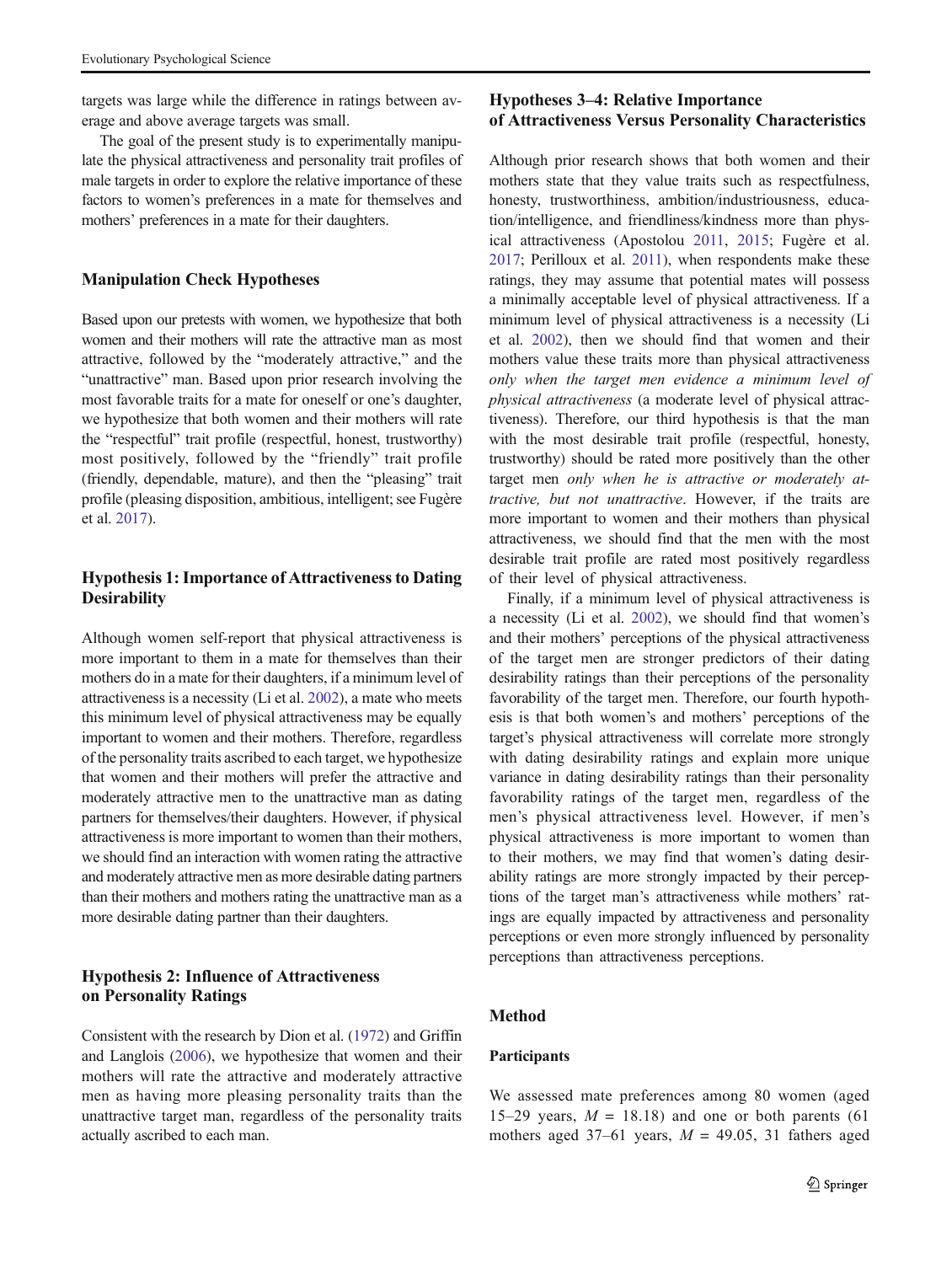targets was large while the difference in ratings between average and above average targets was small.

The goal of the present study is to experimentally manipulate the physical attractiveness and personality trait profiles of male targets in order to explore the relative importance of these factors to women's preferences in a mate for themselves and mothers' preferences in a mate for their daughters.

## Manipulation Check Hypotheses

Based upon our pretests with women, we hypothesize that both women and their mothers will rate the attractive man as most attractive, followed by the "moderately attractive," and the "unattractive" man. Based upon prior research involving the most favorable traits for a mate for oneself or one's daughter, we hypothesize that both women and their mothers will rate the "respectful" trait profile (respectful, honest, trustworthy) most positively, followed by the "friendly" trait profile (friendly, dependable, mature), and then the "pleasing" trait profile (pleasing disposition, ambitious, intelligent; see Fugère et al. 2017).

## Hypothesis 1: Importance of Attractiveness to Dating Desirability

Although women self-report that physical attractiveness is more important to them in a mate for themselves than their mothers do in a mate for their daughters, if a minimum level of attractiveness is a necessity (Li et al. 2002), a mate who meets this minimum level of physical attractiveness may be equally important to women and their mothers. Therefore, regardless of the personality traits ascribed to each target, we hypothesize that women and their mothers will prefer the attractive and moderately attractive men to the unattractive man as dating partners for themselves/their daughters. However, if physical attractiveness is more important to women than their mothers, we should find an interaction with women rating the attractive and moderately attractive men as more desirable dating partners than their mothers and mothers rating the unattractive man as a more desirable dating partner than their daughters.

## Hypothesis 2: Influence of Attractiveness on Personality Ratings

Consistent with the research by Dion et al. (1972) and Griffin and Langlois (2006), we hypothesize that women and their mothers will rate the attractive and moderately attractive men as having more pleasing personality traits than the unattractive target man, regardless of the personality traits actually ascribed to each man.

## Hypotheses 3–4: Relative Importance of Attractiveness Versus Personality Characteristics

Although prior research shows that both women and their mothers state that they value traits such as respectfulness, honesty, trustworthiness, ambition/industriousness, education/intelligence, and friendliness/kindness more than physical attractiveness (Apostolou 2011, 2015; Fugère et al. 2017; Perilloux et al. 2011), when respondents make these ratings, they may assume that potential mates will possess a minimally acceptable level of physical attractiveness. If a minimum level of physical attractiveness is a necessity (Li et al. 2002), then we should find that women and their mothers value these traits more than physical attractiveness *only when the target men evidence a minimum level of physical attractiveness* (a moderate level of physical attractiveness). Therefore, our third hypothesis is that the man with the most desirable trait profile (respectful, honesty, trustworthy) should be rated more positively than the other target men *only when he is attractive or moderately attractive, but not unattractive*. However, if the traits are more important to women and their mothers than physical attractiveness, we should find that the men with the most desirable trait profile are rated most positively regardless of their level of physical attractiveness.

Finally, if a minimum level of physical attractiveness is a necessity (Li et al. 2002), we should find that women's and their mothers' perceptions of the physical attractiveness of the target men are stronger predictors of their dating desirability ratings than their perceptions of the personality favorability of the target men. Therefore, our fourth hypothesis is that both women's and mothers' perceptions of the target's physical attractiveness will correlate more strongly with dating desirability ratings and explain more unique variance in dating desirability ratings than their personality favorability ratings of the target men, regardless of the men's physical attractiveness level. However, if men's physical attractiveness is more important to women than to their mothers, we may find that women's dating desirability ratings are more strongly impacted by their perceptions of the target man's attractiveness while mothers' ratings are equally impacted by attractiveness and personality perceptions or even more strongly influenced by personality perceptions than attractiveness perceptions.

## Method

### Participants

We assessed mate preferences among 80 women (aged 15–29 years, $M$ = 18.18) and one or both parents (61 mothers aged 37–61 years, $M$ = 49.05, 31 fathers aged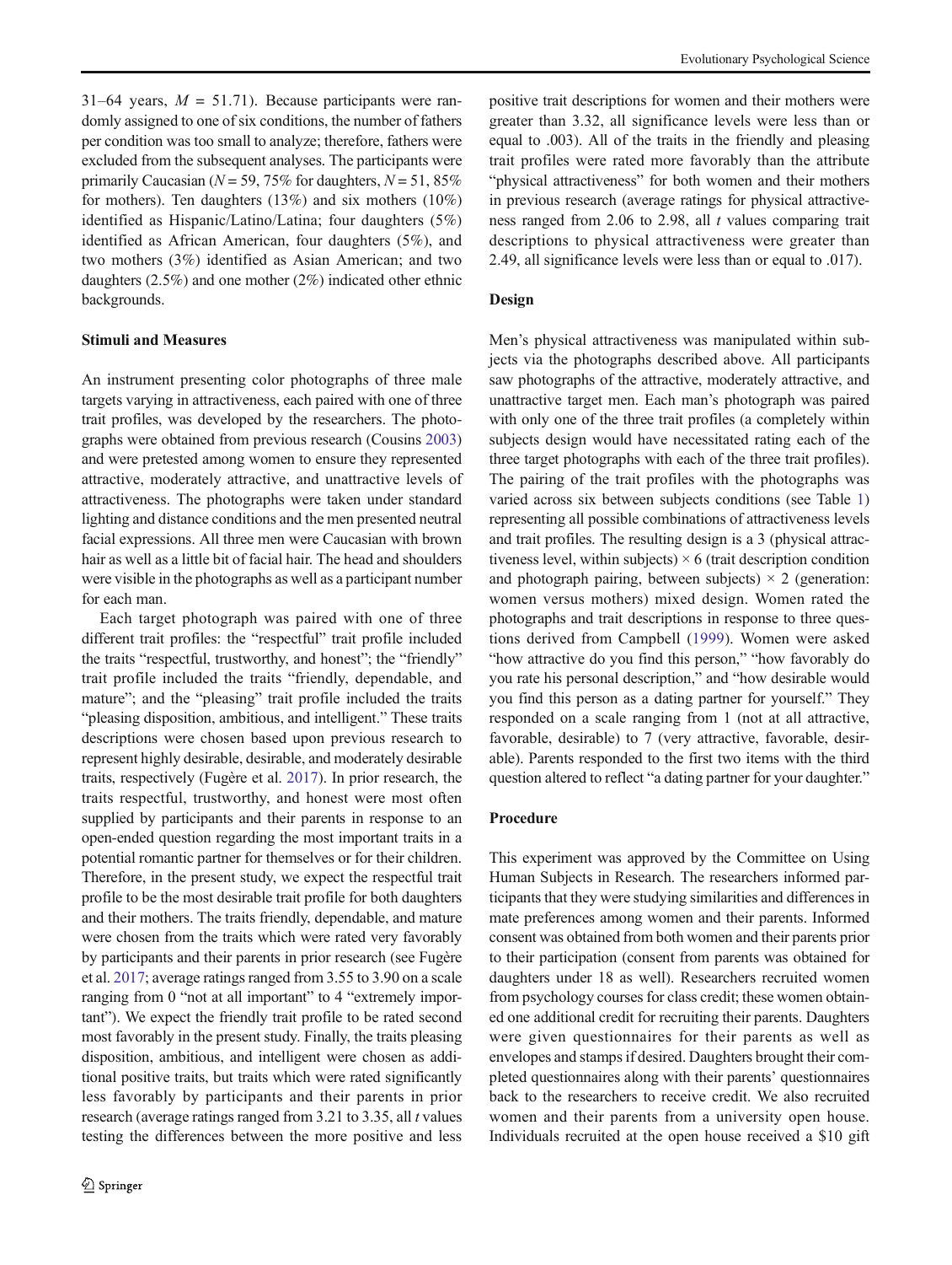31–64 years, $M = 51.71$). Because participants were randomly assigned to one of six conditions, the number of fathers per condition was too small to analyze; therefore, fathers were excluded from the subsequent analyses. The participants were primarily Caucasian ($N = 59$, 75% for daughters, $N = 51$, 85% for mothers). Ten daughters (13%) and six mothers (10%) identified as Hispanic/Latino/Latina; four daughters (5%) identified as African American, four daughters (5%), and two mothers (3%) identified as Asian American; and two daughters (2.5%) and one mother (2%) indicated other ethnic backgrounds.

### Stimuli and Measures

An instrument presenting color photographs of three male targets varying in attractiveness, each paired with one of three trait profiles, was developed by the researchers. The photographs were obtained from previous research (Cousins 2003) and were pretested among women to ensure they represented attractive, moderately attractive, and unattractive levels of attractiveness. The photographs were taken under standard lighting and distance conditions and the men presented neutral facial expressions. All three men were Caucasian with brown hair as well as a little bit of facial hair. The head and shoulders were visible in the photographs as well as a participant number for each man.

Each target photograph was paired with one of three different trait profiles: the "respectful" trait profile included the traits "respectful, trustworthy, and honest"; the "friendly" trait profile included the traits "friendly, dependable, and mature"; and the "pleasing" trait profile included the traits "pleasing disposition, ambitious, and intelligent." These traits descriptions were chosen based upon previous research to represent highly desirable, desirable, and moderately desirable traits, respectively (Fugère et al. 2017). In prior research, the traits respectful, trustworthy, and honest were most often supplied by participants and their parents in response to an open-ended question regarding the most important traits in a potential romantic partner for themselves or for their children. Therefore, in the present study, we expect the respectful trait profile to be the most desirable trait profile for both daughters and their mothers. The traits friendly, dependable, and mature were chosen from the traits which were rated very favorably by participants and their parents in prior research (see Fugère et al. 2017; average ratings ranged from 3.55 to 3.90 on a scale ranging from 0 "not at all important" to 4 "extremely important"). We expect the friendly trait profile to be rated second most favorably in the present study. Finally, the traits pleasing disposition, ambitious, and intelligent were chosen as additional positive traits, but traits which were rated significantly less favorably by participants and their parents in prior research (average ratings ranged from 3.21 to 3.35, all $t$ values testing the differences between the more positive and less positive trait descriptions for women and their mothers were greater than 3.32, all significance levels were less than or equal to .003). All of the traits in the friendly and pleasing trait profiles were rated more favorably than the attribute "physical attractiveness" for both women and their mothers in previous research (average ratings for physical attractiveness ranged from 2.06 to 2.98, all $t$ values comparing trait descriptions to physical attractiveness were greater than 2.49, all significance levels were less than or equal to .017).

### Design

Men's physical attractiveness was manipulated within subjects via the photographs described above. All participants saw photographs of the attractive, moderately attractive, and unattractive target men. Each man's photograph was paired with only one of the three trait profiles (a completely within subjects design would have necessitated rating each of the three target photographs with each of the three trait profiles). The pairing of the trait profiles with the photographs was varied across six between subjects conditions (see Table 1) representing all possible combinations of attractiveness levels and trait profiles. The resulting design is a 3 (physical attractiveness level, within subjects) × 6 (trait description condition and photograph pairing, between subjects) × 2 (generation: women versus mothers) mixed design. Women rated the photographs and trait descriptions in response to three questions derived from Campbell (1999). Women were asked "how attractive do you find this person," "how favorably do you rate his personal description," and "how desirable would you find this person as a dating partner for yourself." They responded on a scale ranging from 1 (not at all attractive, favorable, desirable) to 7 (very attractive, favorable, desirable). Parents responded to the first two items with the third question altered to reflect "a dating partner for your daughter."

### Procedure

This experiment was approved by the Committee on Using Human Subjects in Research. The researchers informed participants that they were studying similarities and differences in mate preferences among women and their parents. Informed consent was obtained from both women and their parents prior to their participation (consent from parents was obtained for daughters under 18 as well). Researchers recruited women from psychology courses for class credit; these women obtained one additional credit for recruiting their parents. Daughters were given questionnaires for their parents as well as envelopes and stamps if desired. Daughters brought their completed questionnaires along with their parents' questionnaires back to the researchers to receive credit. We also recruited women and their parents from a university open house. Individuals recruited at the open house received a $10 gift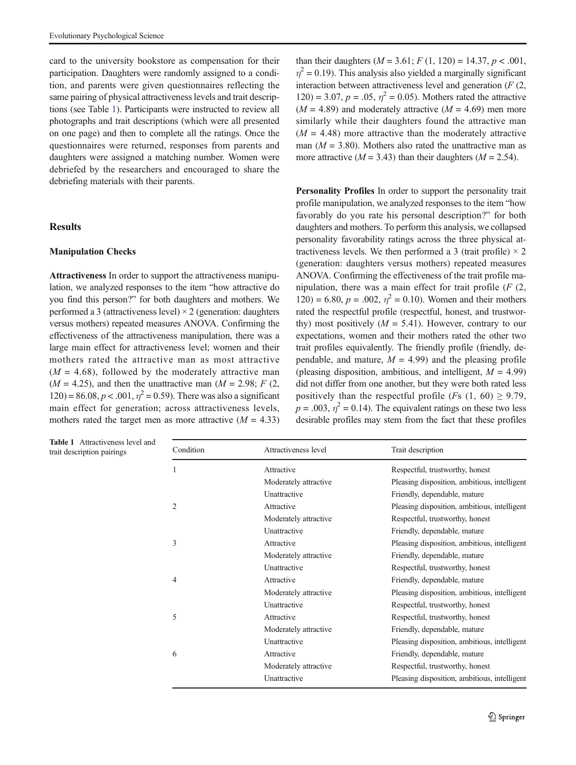card to the university bookstore as compensation for their participation. Daughters were randomly assigned to a condition, and parents were given questionnaires reflecting the same pairing of physical attractiveness levels and trait descriptions (see Table 1). Participants were instructed to review all photographs and trait descriptions (which were all presented on one page) and then to complete all the ratings. Once the questionnaires were returned, responses from parents and daughters were assigned a matching number. Women were debriefed by the researchers and encouraged to share the debriefing materials with their parents.

## Results

### Manipulation Checks

**Attractiveness** In order to support the attractiveness manipulation, we analyzed responses to the item "how attractive do you find this person?" for both daughters and mothers. We performed a 3 (attractiveness level) × 2 (generation: daughters versus mothers) repeated measures ANOVA. Confirming the effectiveness of the attractiveness manipulation, there was a large main effect for attractiveness level; women and their mothers rated the attractive man as most attractive ($M = 4.68$), followed by the moderately attractive man ($M = 4.25$), and then the unattractive man ($M = 2.98$; $F$ (2, 120) = 86.08, $p < .001$, $\eta^2 = 0.59$). There was also a significant main effect for generation; across attractiveness levels, mothers rated the target men as more attractive ($M = 4.33$) than their daughters ($M = 3.61$; $F$ (1, 120) = 14.37, $p < .001$, $\eta^2 = 0.19$). This analysis also yielded a marginally significant interaction between attractiveness level and generation ($F$ (2, 120) = 3.07, $p = .05$, $\eta^2 = 0.05$). Mothers rated the attractive ($M = 4.89$) and moderately attractive ($M = 4.69$) men more similarly while their daughters found the attractive man ($M = 4.48$) more attractive than the moderately attractive man ($M = 3.80$). Mothers also rated the unattractive man as more attractive ($M = 3.43$) than their daughters ($M = 2.54$).

**Personality Profiles** In order to support the personality trait profile manipulation, we analyzed responses to the item "how favorably do you rate his personal description?" for both daughters and mothers. To perform this analysis, we collapsed personality favorability ratings across the three physical attractiveness levels. We then performed a 3 (trait profile) × 2 (generation: daughters versus mothers) repeated measures ANOVA. Confirming the effectiveness of the trait profile manipulation, there was a main effect for trait profile ($F$ (2, 120) = 6.80, $p = .002$, $\eta^2 = 0.10$). Women and their mothers rated the respectful profile (respectful, honest, and trustworthy) most positively ($M = 5.41$). However, contrary to our expectations, women and their mothers rated the other two trait profiles equivalently. The friendly profile (friendly, dependable, and mature, $M = 4.99$) and the pleasing profile (pleasing disposition, ambitious, and intelligent, $M = 4.99$) did not differ from one another, but they were both rated less positively than the respectful profile ($F$s (1, 60) ≥ 9.79, $p = .003$, $\eta^2 = 0.14$). The equivalent ratings on these two less desirable profiles may stem from the fact that these profiles

**Table 1** Attractiveness level and trait description pairings

| Condition | Attractiveness level | Trait description |
| --- | --- | --- |
| 1 | Attractive | Respectful, trustworthy, honest |
| | Moderately attractive | Pleasing disposition, ambitious, intelligent |
| | Unattractive | Friendly, dependable, mature |
| 2 | Attractive | Pleasing disposition, ambitious, intelligent |
| | Moderately attractive | Respectful, trustworthy, honest |
| | Unattractive | Friendly, dependable, mature |
| 3 | Attractive | Pleasing disposition, ambitious, intelligent |
| | Moderately attractive | Friendly, dependable, mature |
| | Unattractive | Respectful, trustworthy, honest |
| 4 | Attractive | Friendly, dependable, mature |
| | Moderately attractive | Pleasing disposition, ambitious, intelligent |
| | Unattractive | Respectful, trustworthy, honest |
| 5 | Attractive | Respectful, trustworthy, honest |
| | Moderately attractive | Friendly, dependable, mature |
| | Unattractive | Pleasing disposition, ambitious, intelligent |
| 6 | Attractive | Friendly, dependable, mature |
| | Moderately attractive | Respectful, trustworthy, honest |
| | Unattractive | Pleasing disposition, ambitious, intelligent |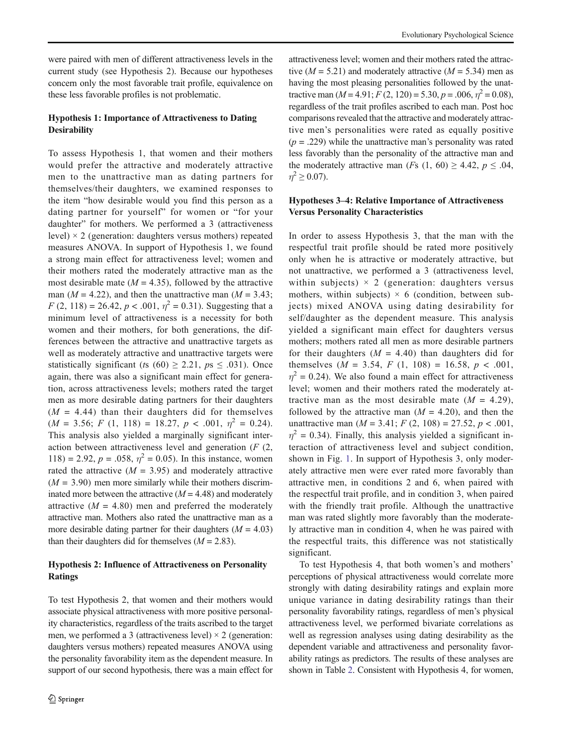were paired with men of different attractiveness levels in the current study (see Hypothesis 2). Because our hypotheses concern only the most favorable trait profile, equivalence on these less favorable profiles is not problematic.

### Hypothesis 1: Importance of Attractiveness to Dating Desirability

To assess Hypothesis 1, that women and their mothers would prefer the attractive and moderately attractive men to the unattractive man as dating partners for themselves/their daughters, we examined responses to the item "how desirable would you find this person as a dating partner for yourself" for women or "for your daughter" for mothers. We performed a 3 (attractiveness level) × 2 (generation: daughters versus mothers) repeated measures ANOVA. In support of Hypothesis 1, we found a strong main effect for attractiveness level; women and their mothers rated the moderately attractive man as the most desirable mate ($M = 4.35$), followed by the attractive man ($M = 4.22$), and then the unattractive man ($M = 3.43$; $F\ (2, 118) = 26.42$, $p < .001$, $\eta^2 = 0.31$). Suggesting that a minimum level of attractiveness is a necessity for both women and their mothers, for both generations, the differences between the attractive and unattractive targets as well as moderately attractive and unattractive targets were statistically significant ($t$s $(60) \geq 2.21$, $p$s $\leq .031$). Once again, there was also a significant main effect for generation, across attractiveness levels; mothers rated the target men as more desirable dating partners for their daughters ($M = 4.44$) than their daughters did for themselves ($M = 3.56$; $F\ (1, 118) = 18.27$, $p < .001$, $\eta^2 = 0.24$). This analysis also yielded a marginally significant interaction between attractiveness level and generation ($F\ (2, 118) = 2.92$, $p = .058$, $\eta^2 = 0.05$). In this instance, women rated the attractive ($M = 3.95$) and moderately attractive ($M = 3.90$) men more similarly while their mothers discriminated more between the attractive ($M = 4.48$) and moderately attractive ($M = 4.80$) men and preferred the moderately attractive man. Mothers also rated the unattractive man as a more desirable dating partner for their daughters ($M = 4.03$) than their daughters did for themselves ($M = 2.83$).

### Hypothesis 2: Influence of Attractiveness on Personality Ratings

To test Hypothesis 2, that women and their mothers would associate physical attractiveness with more positive personality characteristics, regardless of the traits ascribed to the target men, we performed a 3 (attractiveness level) × 2 (generation: daughters versus mothers) repeated measures ANOVA using the personality favorability item as the dependent measure. In support of our second hypothesis, there was a main effect for attractiveness level; women and their mothers rated the attractive ($M = 5.21$) and moderately attractive ($M = 5.34$) men as having the most pleasing personalities followed by the unattractive man ($M = 4.91$; $F\ (2, 120) = 5.30$, $p = .006$, $\eta^2 = 0.08$), regardless of the trait profiles ascribed to each man. Post hoc comparisons revealed that the attractive and moderately attractive men's personalities were rated as equally positive ($p = .229$) while the unattractive man's personality was rated less favorably than the personality of the attractive man and the moderately attractive man ($F$s $(1, 60) \geq 4.42$, $p \leq .04$, $\eta^2 \geq 0.07$).

### Hypotheses 3–4: Relative Importance of Attractiveness Versus Personality Characteristics

In order to assess Hypothesis 3, that the man with the respectful trait profile should be rated more positively only when he is attractive or moderately attractive, but not unattractive, we performed a 3 (attractiveness level, within subjects) × 2 (generation: daughters versus mothers, within subjects) × 6 (condition, between subjects) mixed ANOVA using dating desirability for self/daughter as the dependent measure. This analysis yielded a significant main effect for daughters versus mothers; mothers rated all men as more desirable partners for their daughters ($M = 4.40$) than daughters did for themselves ($M = 3.54$, $F\ (1, 108) = 16.58$, $p < .001$, $\eta^2 = 0.24$). We also found a main effect for attractiveness level; women and their mothers rated the moderately attractive man as the most desirable mate ($M = 4.29$), followed by the attractive man ($M = 4.20$), and then the unattractive man ($M = 3.41$; $F\ (2, 108) = 27.52$, $p < .001$, $\eta^2 = 0.34$). Finally, this analysis yielded a significant interaction of attractiveness level and subject condition, shown in Fig. 1. In support of Hypothesis 3, only moderately attractive men were ever rated more favorably than attractive men, in conditions 2 and 6, when paired with the respectful trait profile, and in condition 3, when paired with the friendly trait profile. Although the unattractive man was rated slightly more favorably than the moderately attractive man in condition 4, when he was paired with the respectful traits, this difference was not statistically significant.

To test Hypothesis 4, that both women's and mothers' perceptions of physical attractiveness would correlate more strongly with dating desirability ratings and explain more unique variance in dating desirability ratings than their personality favorability ratings, regardless of men's physical attractiveness level, we performed bivariate correlations as well as regression analyses using dating desirability as the dependent variable and attractiveness and personality favorability ratings as predictors. The results of these analyses are shown in Table 2. Consistent with Hypothesis 4, for women,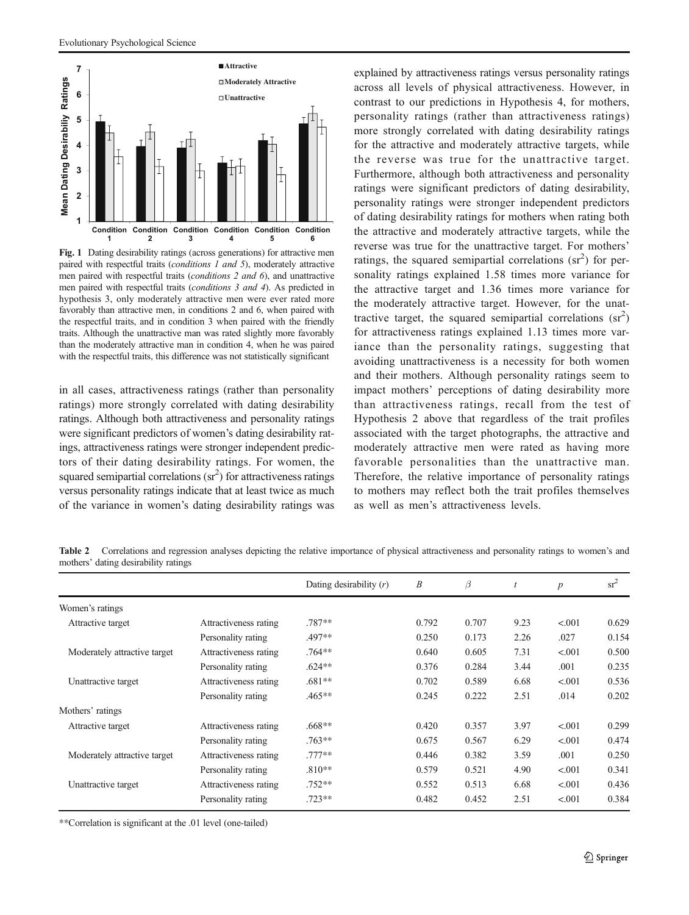**Fig. 1** Dating desirability ratings (across generations) for attractive men paired with respectful traits (*conditions 1 and 5*), moderately attractive men paired with respectful traits (*conditions 2 and 6*), and unattractive men paired with respectful traits (*conditions 3 and 4*). As predicted in hypothesis 3, only moderately attractive men were ever rated more favorably than attractive men, in conditions 2 and 6, when paired with the respectful traits, and in condition 3 when paired with the friendly traits. Although the unattractive man was rated slightly more favorably than the moderately attractive man in condition 4, when he was paired with the respectful traits, this difference was not statistically significant

in all cases, attractiveness ratings (rather than personality ratings) more strongly correlated with dating desirability ratings. Although both attractiveness and personality ratings were significant predictors of women's dating desirability ratings, attractiveness ratings were stronger independent predictors of their dating desirability ratings. For women, the squared semipartial correlations ($sr^2$) for attractiveness ratings versus personality ratings indicate that at least twice as much of the variance in women's dating desirability ratings was explained by attractiveness ratings versus personality ratings across all levels of physical attractiveness. However, in contrast to our predictions in Hypothesis 4, for mothers, personality ratings (rather than attractiveness ratings) more strongly correlated with dating desirability ratings for the attractive and moderately attractive targets, while the reverse was true for the unattractive target. Furthermore, although both attractiveness and personality ratings were significant predictors of dating desirability, personality ratings were stronger independent predictors of dating desirability ratings for mothers when rating both the attractive and moderately attractive targets, while the reverse was true for the unattractive target. For mothers' ratings, the squared semipartial correlations ($sr^2$) for personality ratings explained 1.58 times more variance for the attractive target and 1.36 times more variance for the moderately attractive target. However, for the unattractive target, the squared semipartial correlations ($sr^2$) for attractiveness ratings explained 1.13 times more variance than the personality ratings, suggesting that avoiding unattractiveness is a necessity for both women and their mothers. Although personality ratings seem to impact mothers' perceptions of dating desirability more than attractiveness ratings, recall from the test of Hypothesis 2 above that regardless of the trait profiles associated with the target photographs, the attractive and moderately attractive men were rated as having more favorable personalities than the unattractive man. Therefore, the relative importance of personality ratings to mothers may reflect both the trait profiles themselves as well as men's attractiveness levels.

**Table 2** Correlations and regression analyses depicting the relative importance of physical attractiveness and personality ratings to women's and mothers' dating desirability ratings

| | | Dating desirability (*r*) | *B* | *β* | *t* | *p* | $sr^2$ |
|---|---|---|---|---|---|---|---|
| Women's ratings | | | | | | | |
| Attractive target | Attractiveness rating | .787** | 0.792 | 0.707 | 9.23 | <.001 | 0.629 |
| | Personality rating | .497** | 0.250 | 0.173 | 2.26 | .027 | 0.154 |
| Moderately attractive target | Attractiveness rating | .764** | 0.640 | 0.605 | 7.31 | <.001 | 0.500 |
| | Personality rating | .624** | 0.376 | 0.284 | 3.44 | .001 | 0.235 |
| Unattractive target | Attractiveness rating | .681** | 0.702 | 0.589 | 6.68 | <.001 | 0.536 |
| | Personality rating | .465** | 0.245 | 0.222 | 2.51 | .014 | 0.202 |
| Mothers' ratings | | | | | | | |
| Attractive target | Attractiveness rating | .668** | 0.420 | 0.357 | 3.97 | <.001 | 0.299 |
| | Personality rating | .763** | 0.675 | 0.567 | 6.29 | <.001 | 0.474 |
| Moderately attractive target | Attractiveness rating | .777** | 0.446 | 0.382 | 3.59 | .001 | 0.250 |
| | Personality rating | .810** | 0.579 | 0.521 | 4.90 | <.001 | 0.341 |
| Unattractive target | Attractiveness rating | .752** | 0.552 | 0.513 | 6.68 | <.001 | 0.436 |
| | Personality rating | .723** | 0.482 | 0.452 | 2.51 | <.001 | 0.384 |

**Correlation is significant at the .01 level (one-tailed)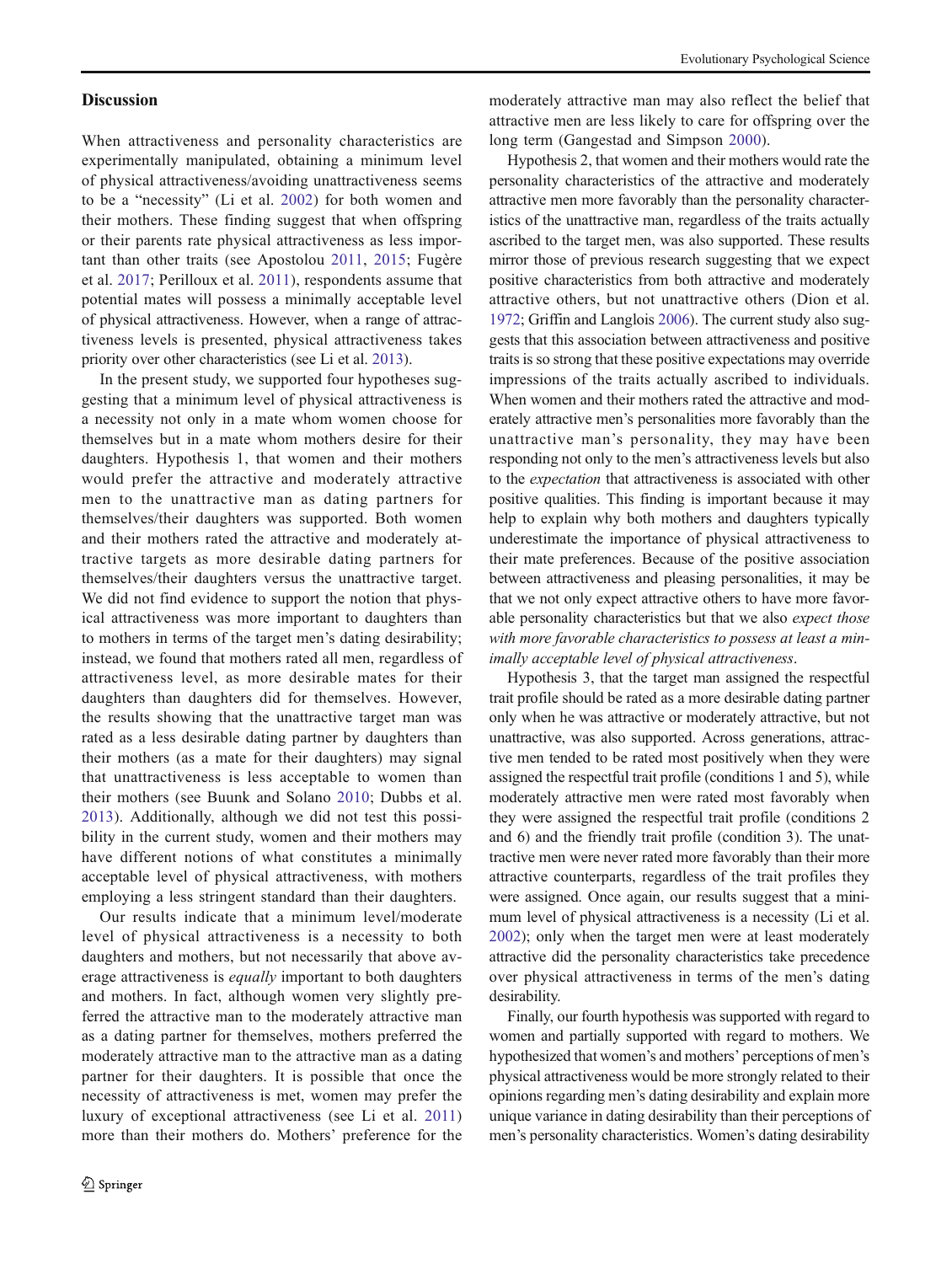## Discussion

When attractiveness and personality characteristics are experimentally manipulated, obtaining a minimum level of physical attractiveness/avoiding unattractiveness seems to be a "necessity" (Li et al. 2002) for both women and their mothers. These finding suggest that when offspring or their parents rate physical attractiveness as less important than other traits (see Apostolou 2011, 2015; Fugère et al. 2017; Perilloux et al. 2011), respondents assume that potential mates will possess a minimally acceptable level of physical attractiveness. However, when a range of attractiveness levels is presented, physical attractiveness takes priority over other characteristics (see Li et al. 2013).

In the present study, we supported four hypotheses suggesting that a minimum level of physical attractiveness is a necessity not only in a mate whom women choose for themselves but in a mate whom mothers desire for their daughters. Hypothesis 1, that women and their mothers would prefer the attractive and moderately attractive men to the unattractive man as dating partners for themselves/their daughters was supported. Both women and their mothers rated the attractive and moderately attractive targets as more desirable dating partners for themselves/their daughters versus the unattractive target. We did not find evidence to support the notion that physical attractiveness was more important to daughters than to mothers in terms of the target men's dating desirability; instead, we found that mothers rated all men, regardless of attractiveness level, as more desirable mates for their daughters than daughters did for themselves. However, the results showing that the unattractive target man was rated as a less desirable dating partner by daughters than their mothers (as a mate for their daughters) may signal that unattractiveness is less acceptable to women than their mothers (see Buunk and Solano 2010; Dubbs et al. 2013). Additionally, although we did not test this possibility in the current study, women and their mothers may have different notions of what constitutes a minimally acceptable level of physical attractiveness, with mothers employing a less stringent standard than their daughters.

Our results indicate that a minimum level/moderate level of physical attractiveness is a necessity to both daughters and mothers, but not necessarily that above average attractiveness is *equally* important to both daughters and mothers. In fact, although women very slightly preferred the attractive man to the moderately attractive man as a dating partner for themselves, mothers preferred the moderately attractive man to the attractive man as a dating partner for their daughters. It is possible that once the necessity of attractiveness is met, women may prefer the luxury of exceptional attractiveness (see Li et al. 2011) more than their mothers do. Mothers' preference for the moderately attractive man may also reflect the belief that attractive men are less likely to care for offspring over the long term (Gangestad and Simpson 2000).

Hypothesis 2, that women and their mothers would rate the personality characteristics of the attractive and moderately attractive men more favorably than the personality characteristics of the unattractive man, regardless of the traits actually ascribed to the target men, was also supported. These results mirror those of previous research suggesting that we expect positive characteristics from both attractive and moderately attractive others, but not unattractive others (Dion et al. 1972; Griffin and Langlois 2006). The current study also suggests that this association between attractiveness and positive traits is so strong that these positive expectations may override impressions of the traits actually ascribed to individuals. When women and their mothers rated the attractive and moderately attractive men's personalities more favorably than the unattractive man's personality, they may have been responding not only to the men's attractiveness levels but also to the *expectation* that attractiveness is associated with other positive qualities. This finding is important because it may help to explain why both mothers and daughters typically underestimate the importance of physical attractiveness to their mate preferences. Because of the positive association between attractiveness and pleasing personalities, it may be that we not only expect attractive others to have more favorable personality characteristics but that we also *expect those with more favorable characteristics to possess at least a minimally acceptable level of physical attractiveness*.

Hypothesis 3, that the target man assigned the respectful trait profile should be rated as a more desirable dating partner only when he was attractive or moderately attractive, but not unattractive, was also supported. Across generations, attractive men tended to be rated most positively when they were assigned the respectful trait profile (conditions 1 and 5), while moderately attractive men were rated most favorably when they were assigned the respectful trait profile (conditions 2 and 6) and the friendly trait profile (condition 3). The unattractive men were never rated more favorably than their more attractive counterparts, regardless of the trait profiles they were assigned. Once again, our results suggest that a minimum level of physical attractiveness is a necessity (Li et al. 2002); only when the target men were at least moderately attractive did the personality characteristics take precedence over physical attractiveness in terms of the men's dating desirability.

Finally, our fourth hypothesis was supported with regard to women and partially supported with regard to mothers. We hypothesized that women's and mothers' perceptions of men's physical attractiveness would be more strongly related to their opinions regarding men's dating desirability and explain more unique variance in dating desirability than their perceptions of men's personality characteristics. Women's dating desirability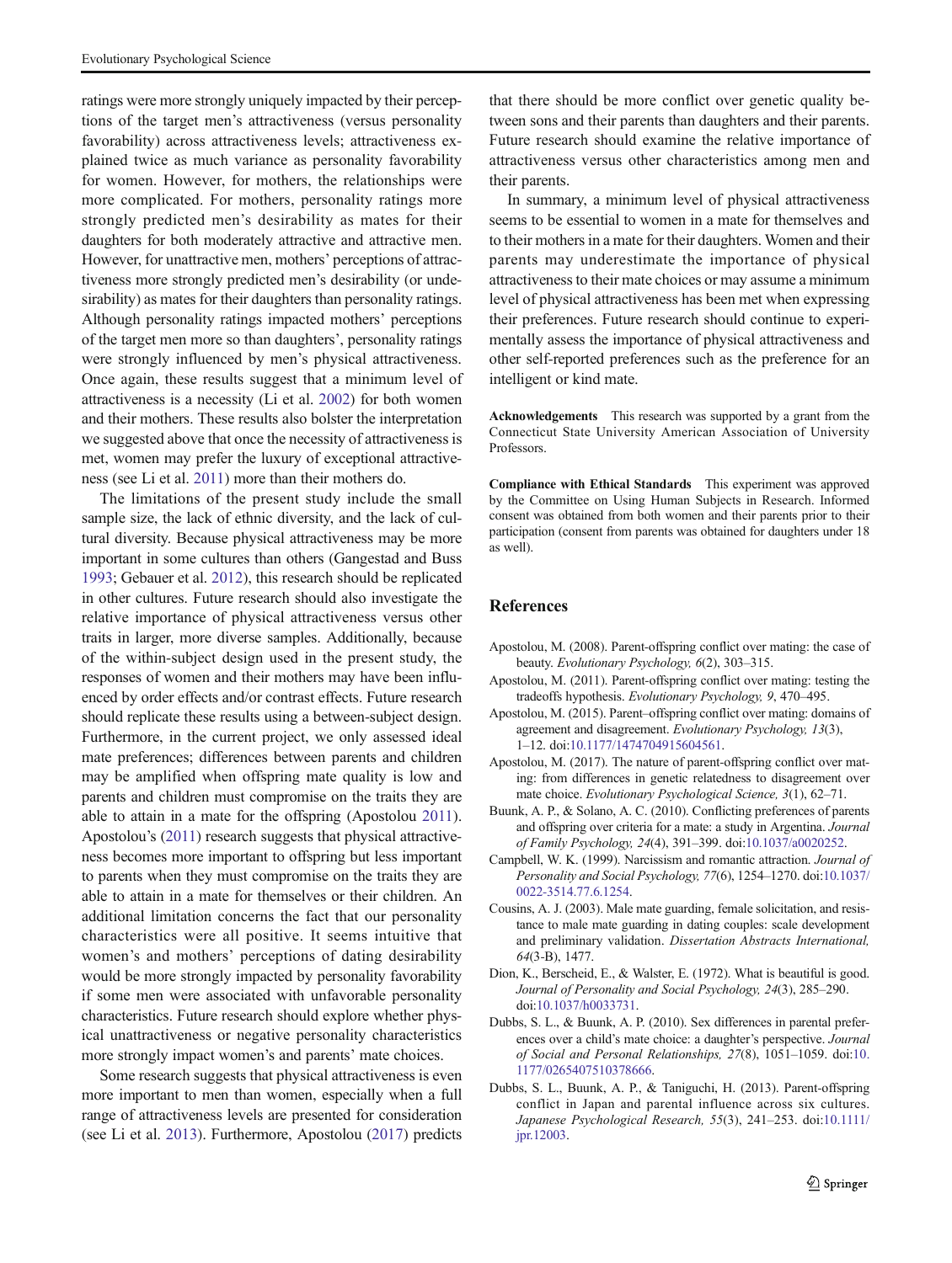ratings were more strongly uniquely impacted by their perceptions of the target men's attractiveness (versus personality favorability) across attractiveness levels; attractiveness explained twice as much variance as personality favorability for women. However, for mothers, the relationships were more complicated. For mothers, personality ratings more strongly predicted men's desirability as mates for their daughters for both moderately attractive and attractive men. However, for unattractive men, mothers' perceptions of attractiveness more strongly predicted men's desirability (or undesirability) as mates for their daughters than personality ratings. Although personality ratings impacted mothers' perceptions of the target men more so than daughters', personality ratings were strongly influenced by men's physical attractiveness. Once again, these results suggest that a minimum level of attractiveness is a necessity (Li et al. 2002) for both women and their mothers. These results also bolster the interpretation we suggested above that once the necessity of attractiveness is met, women may prefer the luxury of exceptional attractiveness (see Li et al. 2011) more than their mothers do.

The limitations of the present study include the small sample size, the lack of ethnic diversity, and the lack of cultural diversity. Because physical attractiveness may be more important in some cultures than others (Gangestad and Buss 1993; Gebauer et al. 2012), this research should be replicated in other cultures. Future research should also investigate the relative importance of physical attractiveness versus other traits in larger, more diverse samples. Additionally, because of the within-subject design used in the present study, the responses of women and their mothers may have been influenced by order effects and/or contrast effects. Future research should replicate these results using a between-subject design. Furthermore, in the current project, we only assessed ideal mate preferences; differences between parents and children may be amplified when offspring mate quality is low and parents and children must compromise on the traits they are able to attain in a mate for the offspring (Apostolou 2011). Apostolou's (2011) research suggests that physical attractiveness becomes more important to offspring but less important to parents when they must compromise on the traits they are able to attain in a mate for themselves or their children. An additional limitation concerns the fact that our personality characteristics were all positive. It seems intuitive that women's and mothers' perceptions of dating desirability would be more strongly impacted by personality favorability if some men were associated with unfavorable personality characteristics. Future research should explore whether physical unattractiveness or negative personality characteristics more strongly impact women's and parents' mate choices.

Some research suggests that physical attractiveness is even more important to men than women, especially when a full range of attractiveness levels are presented for consideration (see Li et al. 2013). Furthermore, Apostolou (2017) predicts that there should be more conflict over genetic quality between sons and their parents than daughters and their parents. Future research should examine the relative importance of attractiveness versus other characteristics among men and their parents.

In summary, a minimum level of physical attractiveness seems to be essential to women in a mate for themselves and to their mothers in a mate for their daughters. Women and their parents may underestimate the importance of physical attractiveness to their mate choices or may assume a minimum level of physical attractiveness has been met when expressing their preferences. Future research should continue to experimentally assess the importance of physical attractiveness and other self-reported preferences such as the preference for an intelligent or kind mate.

**Acknowledgements** This research was supported by a grant from the Connecticut State University American Association of University Professors.

**Compliance with Ethical Standards** This experiment was approved by the Committee on Using Human Subjects in Research. Informed consent was obtained from both women and their parents prior to their participation (consent from parents was obtained for daughters under 18 as well).

## References

Apostolou, M. (2008). Parent-offspring conflict over mating: the case of beauty. *Evolutionary Psychology, 6*(2), 303–315.

Apostolou, M. (2011). Parent-offspring conflict over mating: testing the tradeoffs hypothesis. *Evolutionary Psychology, 9*, 470–495.

Apostolou, M. (2015). Parent–offspring conflict over mating: domains of agreement and disagreement. *Evolutionary Psychology, 13*(3), 1–12. doi:10.1177/1474704915604561.

Apostolou, M. (2017). The nature of parent-offspring conflict over mating: from differences in genetic relatedness to disagreement over mate choice. *Evolutionary Psychological Science, 3*(1), 62–71.

Buunk, A. P., & Solano, A. C. (2010). Conflicting preferences of parents and offspring over criteria for a mate: a study in Argentina. *Journal of Family Psychology, 24*(4), 391–399. doi:10.1037/a0020252.

Campbell, W. K. (1999). Narcissism and romantic attraction. *Journal of Personality and Social Psychology, 77*(6), 1254–1270. doi:10.1037/0022-3514.77.6.1254.

Cousins, A. J. (2003). Male mate guarding, female solicitation, and resistance to male mate guarding in dating couples: scale development and preliminary validation. *Dissertation Abstracts International, 64*(3-B), 1477.

Dion, K., Berscheid, E., & Walster, E. (1972). What is beautiful is good. *Journal of Personality and Social Psychology, 24*(3), 285–290. doi:10.1037/h0033731.

Dubbs, S. L., & Buunk, A. P. (2010). Sex differences in parental preferences over a child's mate choice: a daughter's perspective. *Journal of Social and Personal Relationships, 27*(8), 1051–1059. doi:10.1177/0265407510378666.

Dubbs, S. L., Buunk, A. P., & Taniguchi, H. (2013). Parent-offspring conflict in Japan and parental influence across six cultures. *Japanese Psychological Research, 55*(3), 241–253. doi:10.1111/jpr.12003.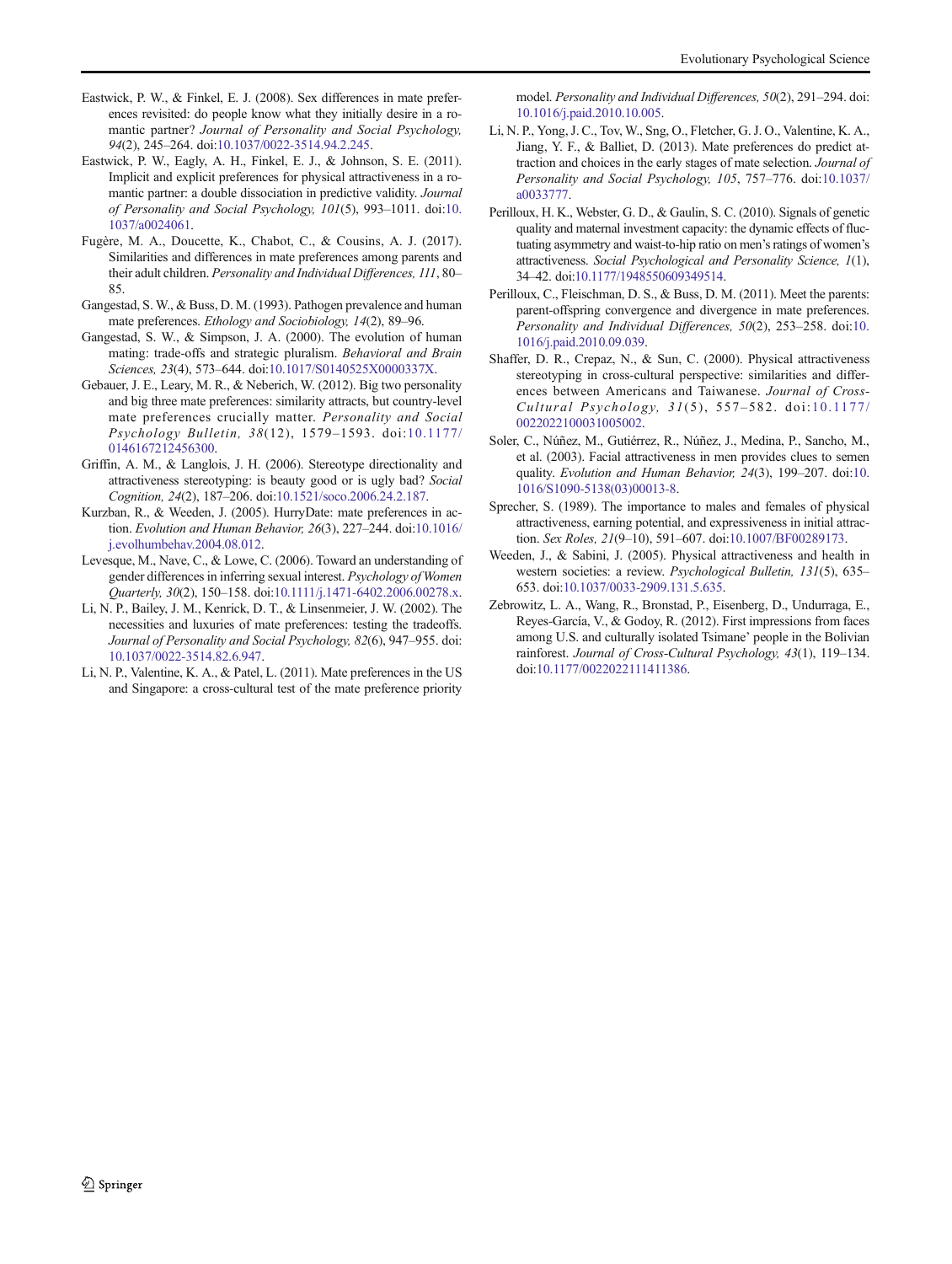Eastwick, P. W., & Finkel, E. J. (2008). Sex differences in mate preferences revisited: do people know what they initially desire in a romantic partner? *Journal of Personality and Social Psychology, 94*(2), 245–264. doi:10.1037/0022-3514.94.2.245.

Eastwick, P. W., Eagly, A. H., Finkel, E. J., & Johnson, S. E. (2011). Implicit and explicit preferences for physical attractiveness in a romantic partner: a double dissociation in predictive validity. *Journal of Personality and Social Psychology, 101*(5), 993–1011. doi:10.1037/a0024061.

Fugère, M. A., Doucette, K., Chabot, C., & Cousins, A. J. (2017). Similarities and differences in mate preferences among parents and their adult children. *Personality and Individual Differences, 111*, 80–85.

Gangestad, S. W., & Buss, D. M. (1993). Pathogen prevalence and human mate preferences. *Ethology and Sociobiology, 14*(2), 89–96.

Gangestad, S. W., & Simpson, J. A. (2000). The evolution of human mating: trade-offs and strategic pluralism. *Behavioral and Brain Sciences, 23*(4), 573–644. doi:10.1017/S0140525X0000337X.

Gebauer, J. E., Leary, M. R., & Neberich, W. (2012). Big two personality and big three mate preferences: similarity attracts, but country-level mate preferences crucially matter. *Personality and Social Psychology Bulletin, 38*(12), 1579–1593. doi:10.1177/0146167212456300.

Griffin, A. M., & Langlois, J. H. (2006). Stereotype directionality and attractiveness stereotyping: is beauty good or is ugly bad? *Social Cognition, 24*(2), 187–206. doi:10.1521/soco.2006.24.2.187.

Kurzban, R., & Weeden, J. (2005). HurryDate: mate preferences in action. *Evolution and Human Behavior, 26*(3), 227–244. doi:10.1016/j.evolhumbehav.2004.08.012.

Levesque, M., Nave, C., & Lowe, C. (2006). Toward an understanding of gender differences in inferring sexual interest. *Psychology of Women Quarterly, 30*(2), 150–158. doi:10.1111/j.1471-6402.2006.00278.x.

Li, N. P., Bailey, J. M., Kenrick, D. T., & Linsenmeier, J. W. (2002). The necessities and luxuries of mate preferences: testing the tradeoffs. *Journal of Personality and Social Psychology, 82*(6), 947–955. doi:10.1037/0022-3514.82.6.947.

Li, N. P., Valentine, K. A., & Patel, L. (2011). Mate preferences in the US and Singapore: a cross-cultural test of the mate preference priority model. *Personality and Individual Differences, 50*(2), 291–294. doi:10.1016/j.paid.2010.10.005.

Li, N. P., Yong, J. C., Tov, W., Sng, O., Fletcher, G. J. O., Valentine, K. A., Jiang, Y. F., & Balliet, D. (2013). Mate preferences do predict attraction and choices in the early stages of mate selection. *Journal of Personality and Social Psychology, 105*, 757–776. doi:10.1037/a0033777.

Perilloux, H. K., Webster, G. D., & Gaulin, S. C. (2010). Signals of genetic quality and maternal investment capacity: the dynamic effects of fluctuating asymmetry and waist-to-hip ratio on men's ratings of women's attractiveness. *Social Psychological and Personality Science, 1*(1), 34–42. doi:10.1177/1948550609349514.

Perilloux, C., Fleischman, D. S., & Buss, D. M. (2011). Meet the parents: parent-offspring convergence and divergence in mate preferences. *Personality and Individual Differences, 50*(2), 253–258. doi:10.1016/j.paid.2010.09.039.

Shaffer, D. R., Crepaz, N., & Sun, C. (2000). Physical attractiveness stereotyping in cross-cultural perspective: similarities and differences between Americans and Taiwanese. *Journal of Cross-Cultural Psychology, 31*(5), 557–582. doi:10.1177/0022022100031005002.

Soler, C., Núñez, M., Gutiérrez, R., Núñez, J., Medina, P., Sancho, M., et al. (2003). Facial attractiveness in men provides clues to semen quality. *Evolution and Human Behavior, 24*(3), 199–207. doi:10.1016/S1090-5138(03)00013-8.

Sprecher, S. (1989). The importance to males and females of physical attractiveness, earning potential, and expressiveness in initial attraction. *Sex Roles, 21*(9–10), 591–607. doi:10.1007/BF00289173.

Weeden, J., & Sabini, J. (2005). Physical attractiveness and health in western societies: a review. *Psychological Bulletin, 131*(5), 635–653. doi:10.1037/0033-2909.131.5.635.

Zebrowitz, L. A., Wang, R., Bronstad, P., Eisenberg, D., Undurraga, E., Reyes-García, V., & Godoy, R. (2012). First impressions from faces among U.S. and culturally isolated Tsimane' people in the Bolivian rainforest. *Journal of Cross-Cultural Psychology, 43*(1), 119–134. doi:10.1177/0022022111411386.